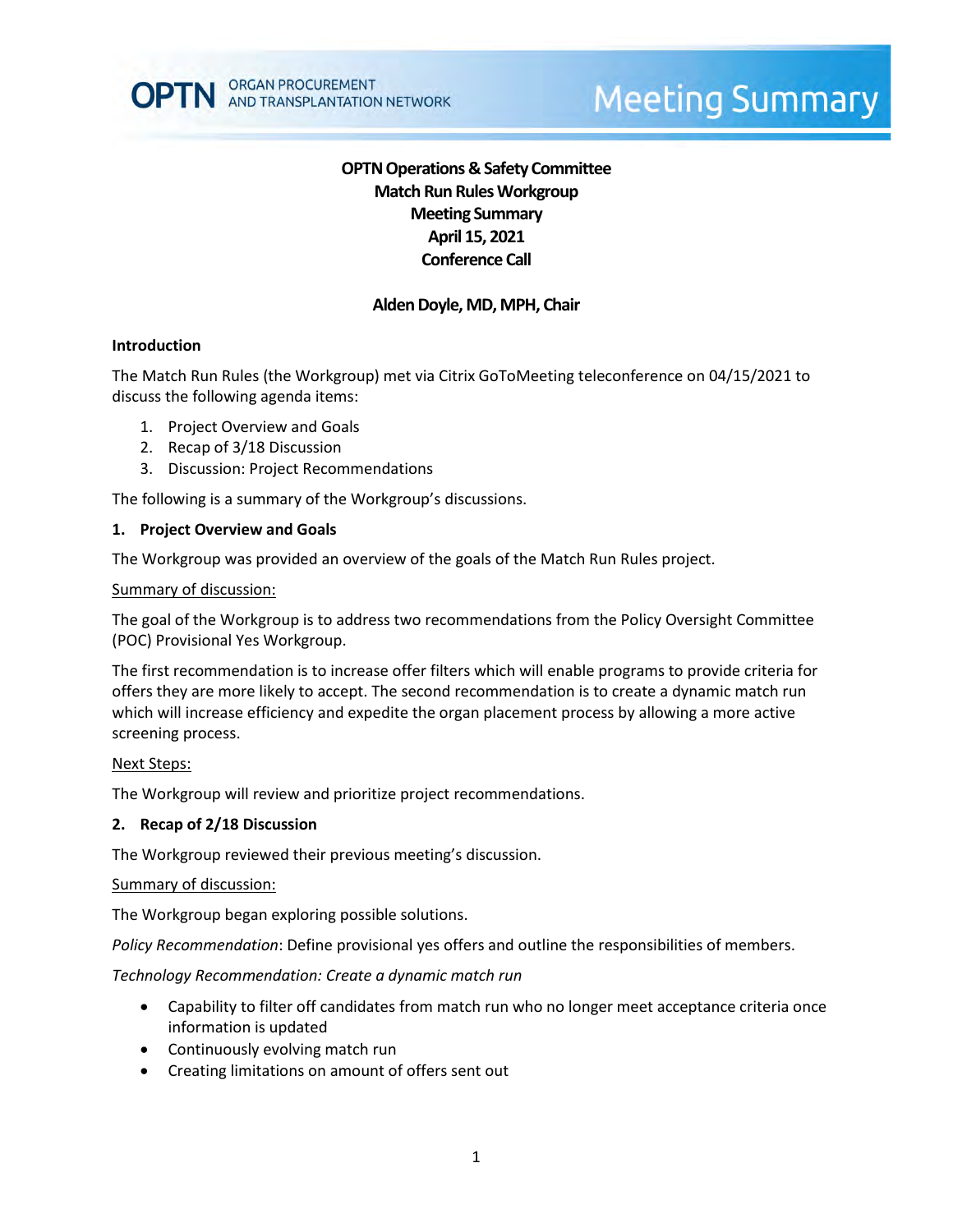**OPTN Operations & Safety Committee**
**Match Run Rules Workgroup**
**Meeting Summary**
**April 15, 2021**
**Conference Call**

**Alden Doyle, MD, MPH, Chair**

## Introduction

The Match Run Rules (the Workgroup) met via Citrix GoToMeeting teleconference on 04/15/2021 to discuss the following agenda items:

1. Project Overview and Goals
2. Recap of 3/18 Discussion
3. Discussion: Project Recommendations

The following is a summary of the Workgroup's discussions.

## 1. Project Overview and Goals

The Workgroup was provided an overview of the goals of the Match Run Rules project.

Summary of discussion:

The goal of the Workgroup is to address two recommendations from the Policy Oversight Committee (POC) Provisional Yes Workgroup.

The first recommendation is to increase offer filters which will enable programs to provide criteria for offers they are more likely to accept. The second recommendation is to create a dynamic match run which will increase efficiency and expedite the organ placement process by allowing a more active screening process.

Next Steps:

The Workgroup will review and prioritize project recommendations.

## 2. Recap of 2/18 Discussion

The Workgroup reviewed their previous meeting's discussion.

Summary of discussion:

The Workgroup began exploring possible solutions.

*Policy Recommendation*: Define provisional yes offers and outline the responsibilities of members.

*Technology Recommendation: Create a dynamic match run*

- Capability to filter off candidates from match run who no longer meet acceptance criteria once information is updated
- Continuously evolving match run
- Creating limitations on amount of offers sent out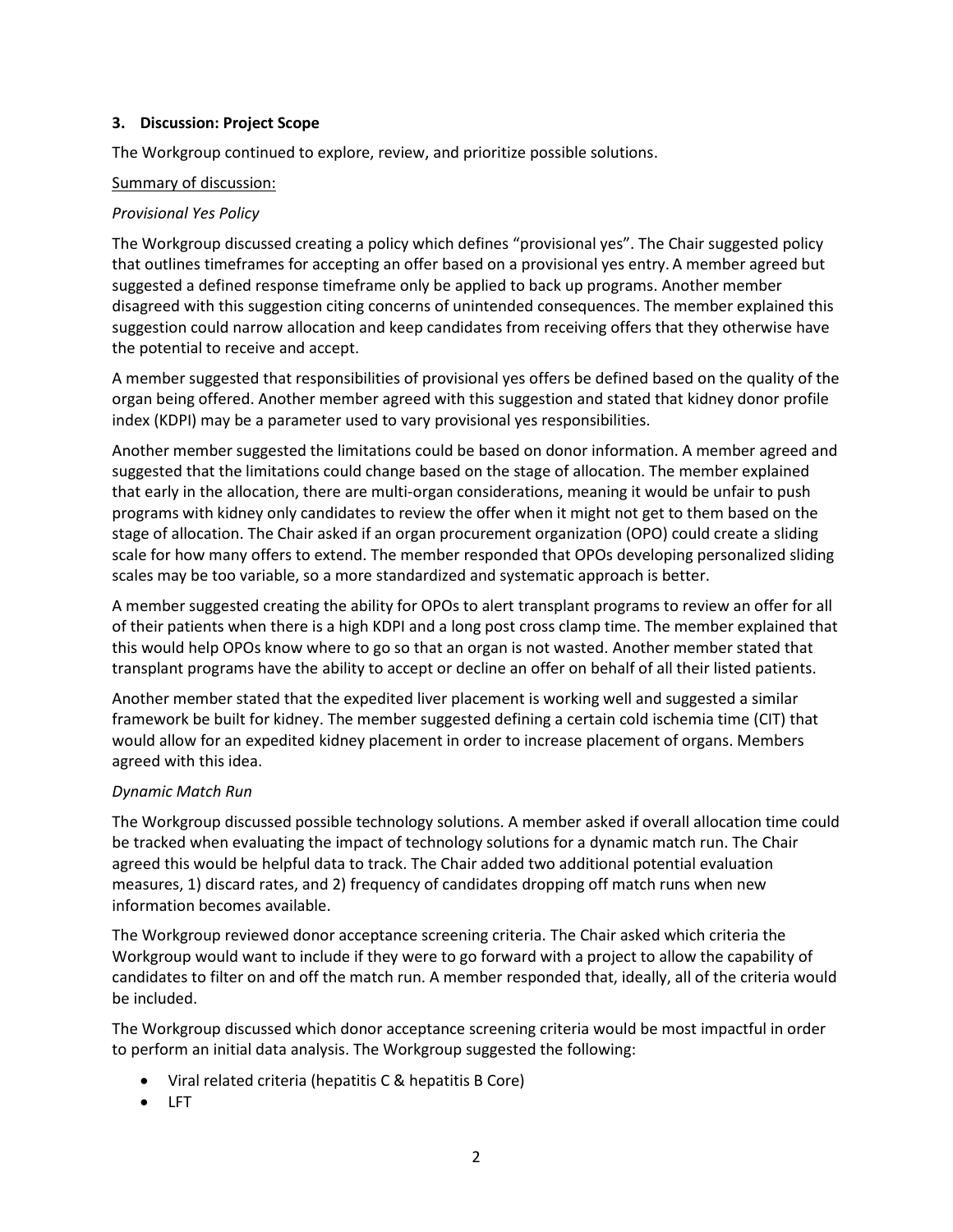### 3. Discussion: Project Scope

The Workgroup continued to explore, review, and prioritize possible solutions.

Summary of discussion:

*Provisional Yes Policy*

The Workgroup discussed creating a policy which defines "provisional yes". The Chair suggested policy that outlines timeframes for accepting an offer based on a provisional yes entry. A member agreed but suggested a defined response timeframe only be applied to back up programs. Another member disagreed with this suggestion citing concerns of unintended consequences. The member explained this suggestion could narrow allocation and keep candidates from receiving offers that they otherwise have the potential to receive and accept.

A member suggested that responsibilities of provisional yes offers be defined based on the quality of the organ being offered. Another member agreed with this suggestion and stated that kidney donor profile index (KDPI) may be a parameter used to vary provisional yes responsibilities.

Another member suggested the limitations could be based on donor information. A member agreed and suggested that the limitations could change based on the stage of allocation. The member explained that early in the allocation, there are multi-organ considerations, meaning it would be unfair to push programs with kidney only candidates to review the offer when it might not get to them based on the stage of allocation. The Chair asked if an organ procurement organization (OPO) could create a sliding scale for how many offers to extend. The member responded that OPOs developing personalized sliding scales may be too variable, so a more standardized and systematic approach is better.

A member suggested creating the ability for OPOs to alert transplant programs to review an offer for all of their patients when there is a high KDPI and a long post cross clamp time. The member explained that this would help OPOs know where to go so that an organ is not wasted. Another member stated that transplant programs have the ability to accept or decline an offer on behalf of all their listed patients.

Another member stated that the expedited liver placement is working well and suggested a similar framework be built for kidney. The member suggested defining a certain cold ischemia time (CIT) that would allow for an expedited kidney placement in order to increase placement of organs. Members agreed with this idea.

*Dynamic Match Run*

The Workgroup discussed possible technology solutions. A member asked if overall allocation time could be tracked when evaluating the impact of technology solutions for a dynamic match run. The Chair agreed this would be helpful data to track. The Chair added two additional potential evaluation measures, 1) discard rates, and 2) frequency of candidates dropping off match runs when new information becomes available.

The Workgroup reviewed donor acceptance screening criteria. The Chair asked which criteria the Workgroup would want to include if they were to go forward with a project to allow the capability of candidates to filter on and off the match run. A member responded that, ideally, all of the criteria would be included.

The Workgroup discussed which donor acceptance screening criteria would be most impactful in order to perform an initial data analysis. The Workgroup suggested the following:

- Viral related criteria (hepatitis C & hepatitis B Core)
- LFT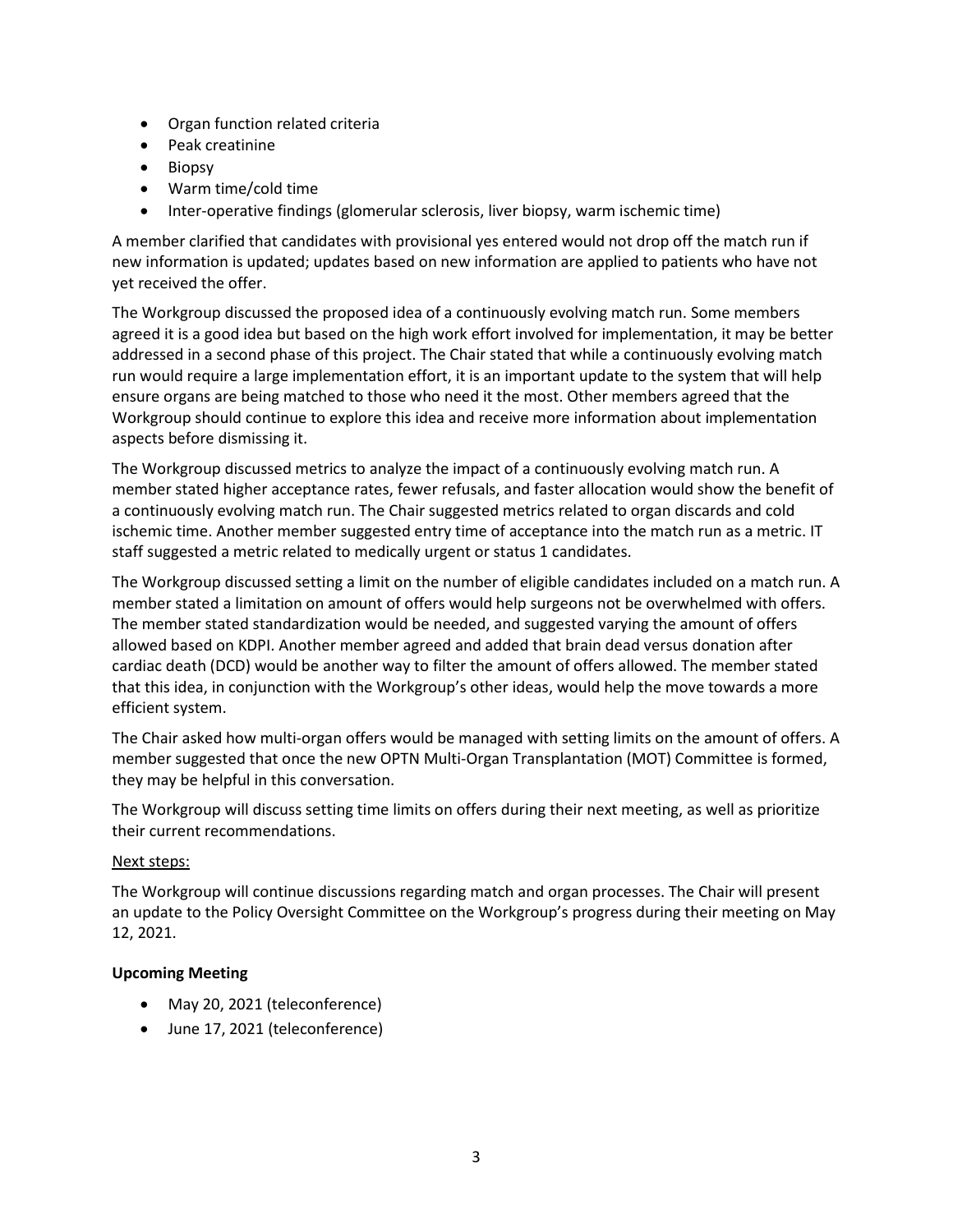- Organ function related criteria
- Peak creatinine
- Biopsy
- Warm time/cold time
- Inter-operative findings (glomerular sclerosis, liver biopsy, warm ischemic time)

A member clarified that candidates with provisional yes entered would not drop off the match run if new information is updated; updates based on new information are applied to patients who have not yet received the offer.

The Workgroup discussed the proposed idea of a continuously evolving match run. Some members agreed it is a good idea but based on the high work effort involved for implementation, it may be better addressed in a second phase of this project. The Chair stated that while a continuously evolving match run would require a large implementation effort, it is an important update to the system that will help ensure organs are being matched to those who need it the most. Other members agreed that the Workgroup should continue to explore this idea and receive more information about implementation aspects before dismissing it.

The Workgroup discussed metrics to analyze the impact of a continuously evolving match run. A member stated higher acceptance rates, fewer refusals, and faster allocation would show the benefit of a continuously evolving match run. The Chair suggested metrics related to organ discards and cold ischemic time. Another member suggested entry time of acceptance into the match run as a metric. IT staff suggested a metric related to medically urgent or status 1 candidates.

The Workgroup discussed setting a limit on the number of eligible candidates included on a match run. A member stated a limitation on amount of offers would help surgeons not be overwhelmed with offers. The member stated standardization would be needed, and suggested varying the amount of offers allowed based on KDPI. Another member agreed and added that brain dead versus donation after cardiac death (DCD) would be another way to filter the amount of offers allowed. The member stated that this idea, in conjunction with the Workgroup's other ideas, would help the move towards a more efficient system.

The Chair asked how multi-organ offers would be managed with setting limits on the amount of offers. A member suggested that once the new OPTN Multi-Organ Transplantation (MOT) Committee is formed, they may be helpful in this conversation.

The Workgroup will discuss setting time limits on offers during their next meeting, as well as prioritize their current recommendations.

Next steps:

The Workgroup will continue discussions regarding match and organ processes. The Chair will present an update to the Policy Oversight Committee on the Workgroup's progress during their meeting on May 12, 2021.

**Upcoming Meeting**

- May 20, 2021 (teleconference)
- June 17, 2021 (teleconference)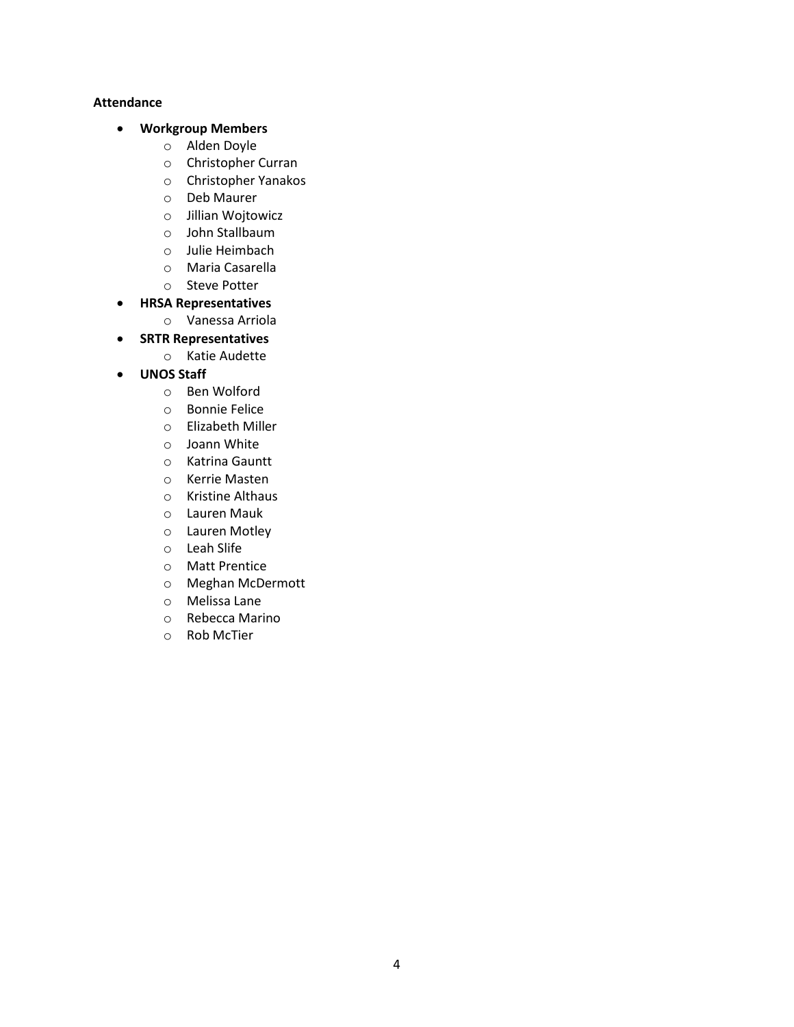**Attendance**

- **Workgroup Members**
    - Alden Doyle
    - Christopher Curran
    - Christopher Yanakos
    - Deb Maurer
    - Jillian Wojtowicz
    - John Stallbaum
    - Julie Heimbach
    - Maria Casarella
    - Steve Potter
- **HRSA Representatives**
    - Vanessa Arriola
- **SRTR Representatives**
    - Katie Audette
- **UNOS Staff**
    - Ben Wolford
    - Bonnie Felice
    - Elizabeth Miller
    - Joann White
    - Katrina Gauntt
    - Kerrie Masten
    - Kristine Althaus
    - Lauren Mauk
    - Lauren Motley
    - Leah Slife
    - Matt Prentice
    - Meghan McDermott
    - Melissa Lane
    - Rebecca Marino
    - Rob McTier